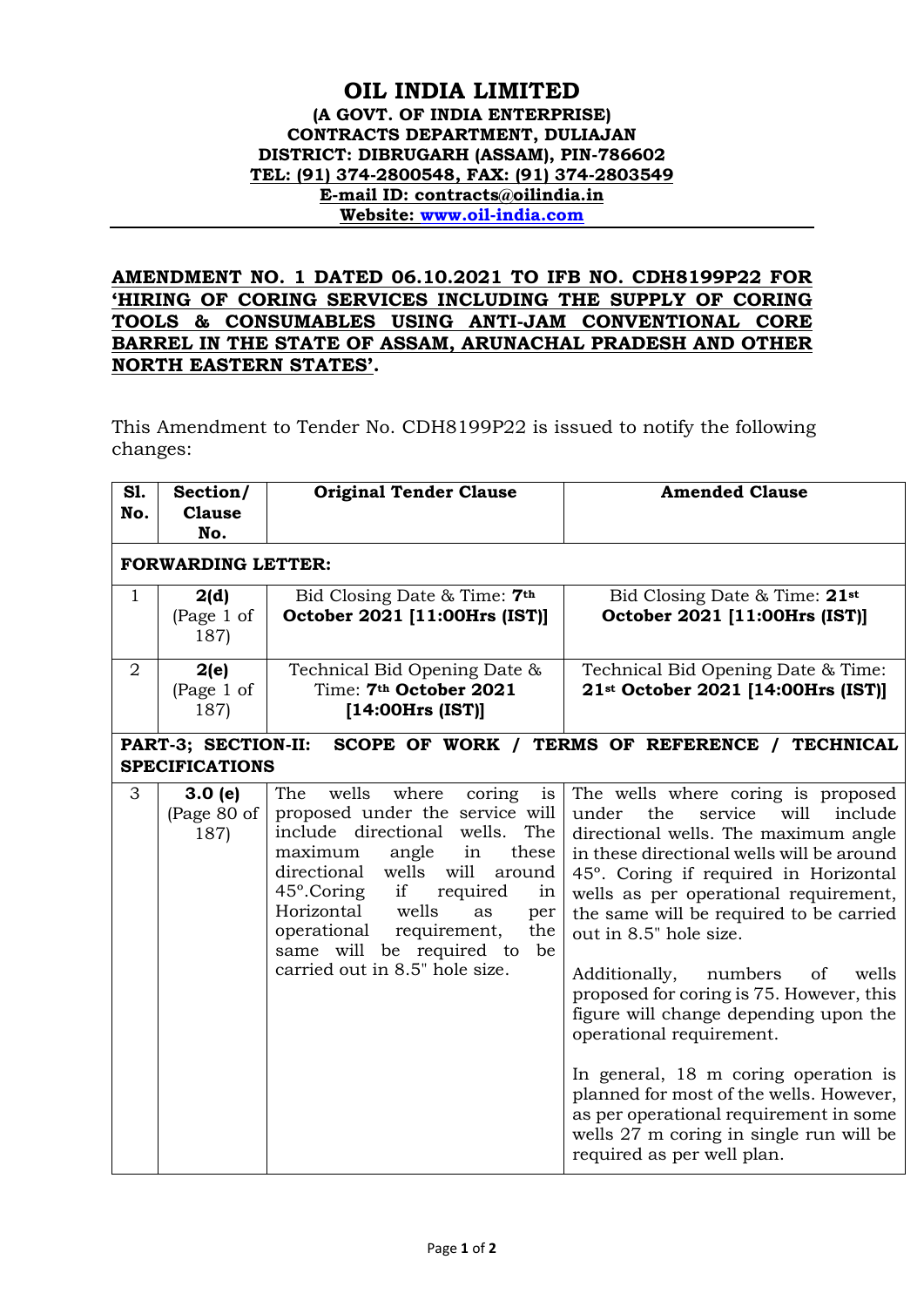# OIL INDIA LIMITED

**(A GOVT. OF INDIA ENTERPRISE)**
**CONTRACTS DEPARTMENT, DULIAJAN**
**DISTRICT: DIBRUGARH (ASSAM), PIN-786602**
**TEL: (91) 374-2800548, FAX: (91) 374-2803549**
**E-mail ID: contracts@oilindia.in**
**Website: www.oil-india.com**

---

**AMENDMENT NO. 1 DATED 06.10.2021 TO IFB NO. CDH8199P22 FOR 'HIRING OF CORING SERVICES INCLUDING THE SUPPLY OF CORING TOOLS & CONSUMABLES USING ANTI-JAM CONVENTIONAL CORE BARREL IN THE STATE OF ASSAM, ARUNACHAL PRADESH AND OTHER NORTH EASTERN STATES'.**

This Amendment to Tender No. CDH8199P22 is issued to notify the following changes:

| Sl. No. | Section/ Clause No. | Original Tender Clause | Amended Clause |
|---|---|---|---|
| **FORWARDING LETTER:** | | | |
| 1 | **2(d)** (Page 1 of 187) | Bid Closing Date & Time: **7th October 2021 [11:00Hrs (IST)]** | Bid Closing Date & Time: **21st October 2021 [11:00Hrs (IST)]** |
| 2 | **2(e)** (Page 1 of 187) | Technical Bid Opening Date & Time: **7th October 2021 [14:00Hrs (IST)]** | Technical Bid Opening Date & Time: **21st October 2021 [14:00Hrs (IST)]** |
| **PART-3; SECTION-II: SCOPE OF WORK / TERMS OF REFERENCE / TECHNICAL SPECIFICATIONS** | | | |
| 3 | **3.0 (e)** (Page 80 of 187) | The wells where coring is proposed under the service will include directional wells. The maximum angle in these directional wells will around 45°.Coring if required in Horizontal wells as per operational requirement, the same will be required to be carried out in 8.5" hole size. | The wells where coring is proposed under the service will include directional wells. The maximum angle in these directional wells will be around 45°. Coring if required in Horizontal wells as per operational requirement, the same will be required to be carried out in 8.5" hole size.<br><br>Additionally, numbers of wells proposed for coring is 75. However, this figure will change depending upon the operational requirement.<br><br>In general, 18 m coring operation is planned for most of the wells. However, as per operational requirement in some wells 27 m coring in single run will be required as per well plan. |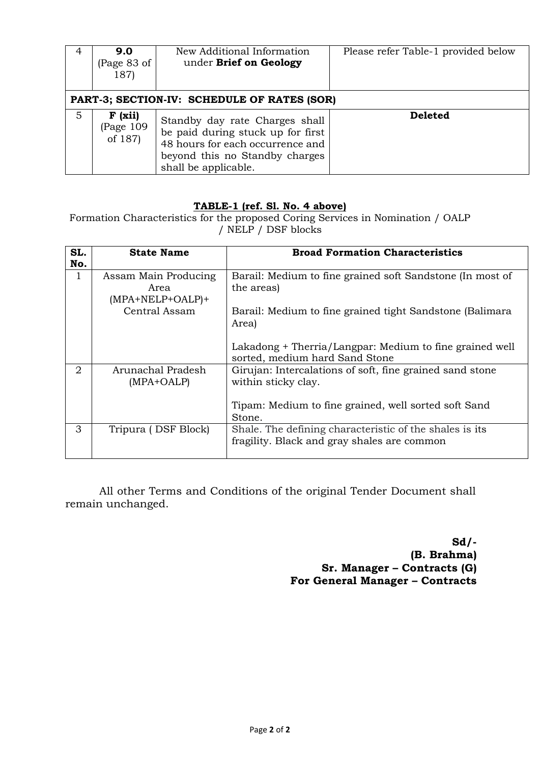| | | | |
|---|---|---|---|
| 4 | **9.0** (Page 83 of 187) | New Additional Information under **Brief on Geology** | Please refer Table-1 provided below |
| **PART-3; SECTION-IV: SCHEDULE OF RATES (SOR)** | | | |
| 5 | **F (xii)** (Page 109 of 187) | Standby day rate Charges shall be paid during stuck up for first 48 hours for each occurrence and beyond this no Standby charges shall be applicable. | **Deleted** |

**TABLE-1 (ref. Sl. No. 4 above)**

Formation Characteristics for the proposed Coring Services in Nomination / OALP / NELP / DSF blocks

| SL. No. | State Name | Broad Formation Characteristics |
|---|---|---|
| 1 | Assam Main Producing Area (MPA+NELP+OALP)+ Central Assam | Barail: Medium to fine grained soft Sandstone (In most of the areas)<br><br>Barail: Medium to fine grained tight Sandstone (Balimara Area)<br><br>Lakadong + Therria/Langpar: Medium to fine grained well sorted, medium hard Sand Stone |
| 2 | Arunachal Pradesh (MPA+OALP) | Girujan: Intercalations of soft, fine grained sand stone within sticky clay.<br><br>Tipam: Medium to fine grained, well sorted soft Sand Stone. |
| 3 | Tripura ( DSF Block) | Shale. The defining characteristic of the shales is its fragility. Black and gray shales are common |

All other Terms and Conditions of the original Tender Document shall remain unchanged.

**Sd/-**
**(B. Brahma)**
**Sr. Manager – Contracts (G)**
**For General Manager – Contracts**